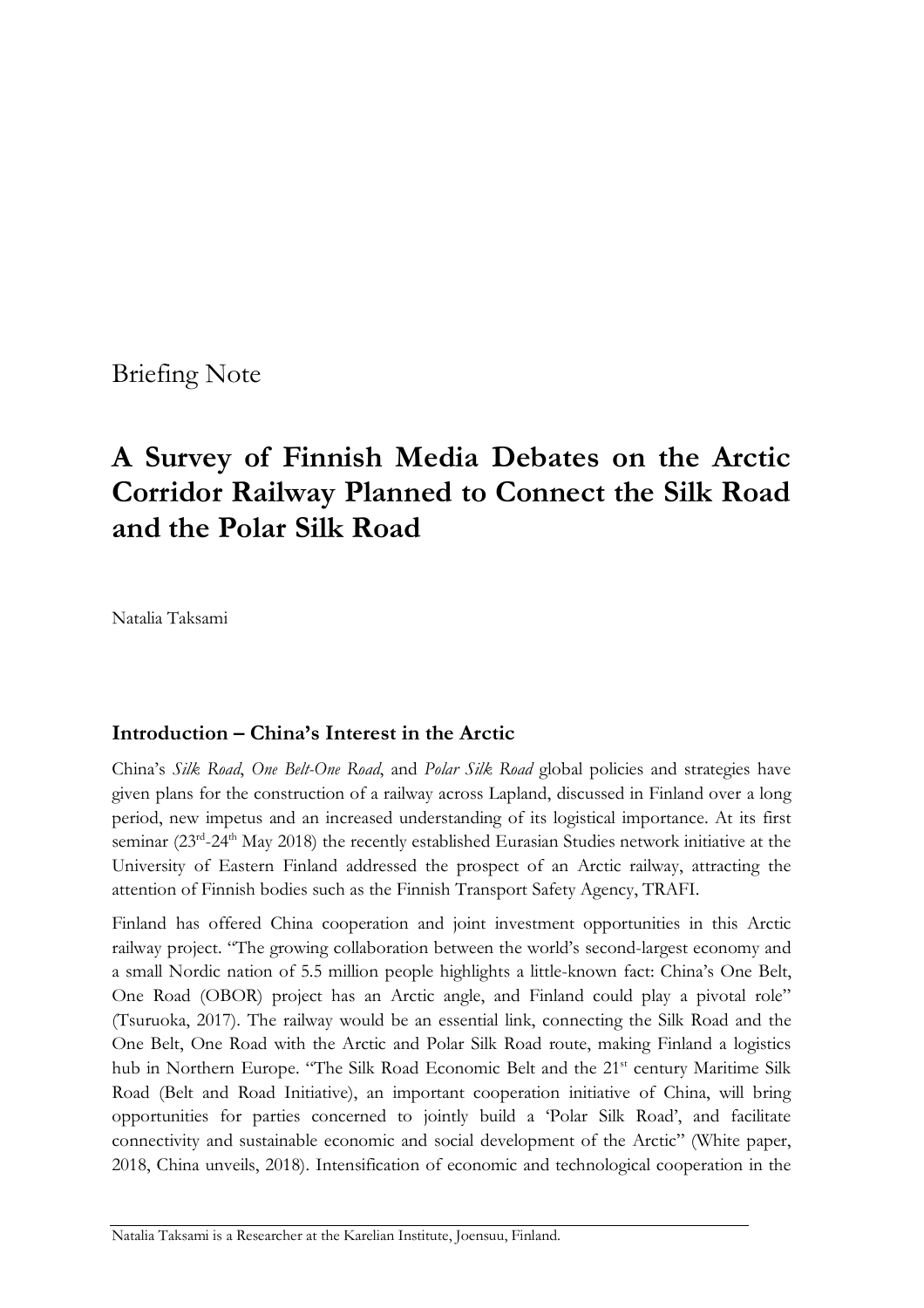Briefing Note

# A Survey of Finnish Media Debates on the Arctic Corridor Railway Planned to Connect the Silk Road and the Polar Silk Road

Natalia Taksami

## Introduction – China's Interest in the Arctic

China's *Silk Road*, *One Belt-One Road*, and *Polar Silk Road* global policies and strategies have given plans for the construction of a railway across Lapland, discussed in Finland over a long period, new impetus and an increased understanding of its logistical importance. At its first seminar (23rd-24th May 2018) the recently established Eurasian Studies network initiative at the University of Eastern Finland addressed the prospect of an Arctic railway, attracting the attention of Finnish bodies such as the Finnish Transport Safety Agency, TRAFI.

Finland has offered China cooperation and joint investment opportunities in this Arctic railway project. "The growing collaboration between the world's second-largest economy and a small Nordic nation of 5.5 million people highlights a little-known fact: China's One Belt, One Road (OBOR) project has an Arctic angle, and Finland could play a pivotal role" (Tsuruoka, 2017). The railway would be an essential link, connecting the Silk Road and the One Belt, One Road with the Arctic and Polar Silk Road route, making Finland a logistics hub in Northern Europe. "The Silk Road Economic Belt and the 21st century Maritime Silk Road (Belt and Road Initiative), an important cooperation initiative of China, will bring opportunities for parties concerned to jointly build a 'Polar Silk Road', and facilitate connectivity and sustainable economic and social development of the Arctic" (White paper, 2018, China unveils, 2018). Intensification of economic and technological cooperation in the

Natalia Taksami is a Researcher at the Karelian Institute, Joensuu, Finland.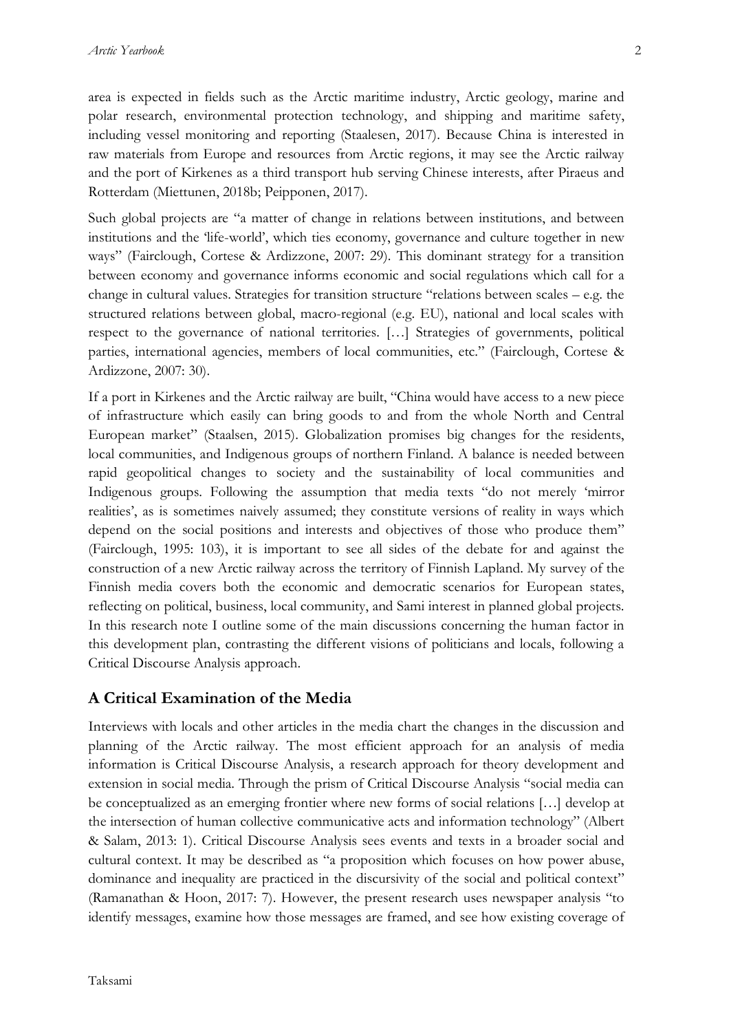area is expected in fields such as the Arctic maritime industry, Arctic geology, marine and polar research, environmental protection technology, and shipping and maritime safety, including vessel monitoring and reporting (Staalesen, 2017). Because China is interested in raw materials from Europe and resources from Arctic regions, it may see the Arctic railway and the port of Kirkenes as a third transport hub serving Chinese interests, after Piraeus and Rotterdam (Miettunen, 2018b; Peipponen, 2017).

Such global projects are "a matter of change in relations between institutions, and between institutions and the 'life-world', which ties economy, governance and culture together in new ways" (Fairclough, Cortese & Ardizzone, 2007: 29). This dominant strategy for a transition between economy and governance informs economic and social regulations which call for a change in cultural values. Strategies for transition structure "relations between scales – e.g. the structured relations between global, macro-regional (e.g. EU), national and local scales with respect to the governance of national territories. […] Strategies of governments, political parties, international agencies, members of local communities, etc." (Fairclough, Cortese & Ardizzone, 2007: 30).

If a port in Kirkenes and the Arctic railway are built, "China would have access to a new piece of infrastructure which easily can bring goods to and from the whole North and Central European market" (Staalsen, 2015). Globalization promises big changes for the residents, local communities, and Indigenous groups of northern Finland. A balance is needed between rapid geopolitical changes to society and the sustainability of local communities and Indigenous groups. Following the assumption that media texts "do not merely 'mirror realities', as is sometimes naively assumed; they constitute versions of reality in ways which depend on the social positions and interests and objectives of those who produce them" (Fairclough, 1995: 103), it is important to see all sides of the debate for and against the construction of a new Arctic railway across the territory of Finnish Lapland. My survey of the Finnish media covers both the economic and democratic scenarios for European states, reflecting on political, business, local community, and Sami interest in planned global projects. In this research note I outline some of the main discussions concerning the human factor in this development plan, contrasting the different visions of politicians and locals, following a Critical Discourse Analysis approach.

## A Critical Examination of the Media

Interviews with locals and other articles in the media chart the changes in the discussion and planning of the Arctic railway. The most efficient approach for an analysis of media information is Critical Discourse Analysis, a research approach for theory development and extension in social media. Through the prism of Critical Discourse Analysis "social media can be conceptualized as an emerging frontier where new forms of social relations […] develop at the intersection of human collective communicative acts and information technology" (Albert & Salam, 2013: 1). Critical Discourse Analysis sees events and texts in a broader social and cultural context. It may be described as "a proposition which focuses on how power abuse, dominance and inequality are practiced in the discursivity of the social and political context" (Ramanathan & Hoon, 2017: 7). However, the present research uses newspaper analysis "to identify messages, examine how those messages are framed, and see how existing coverage of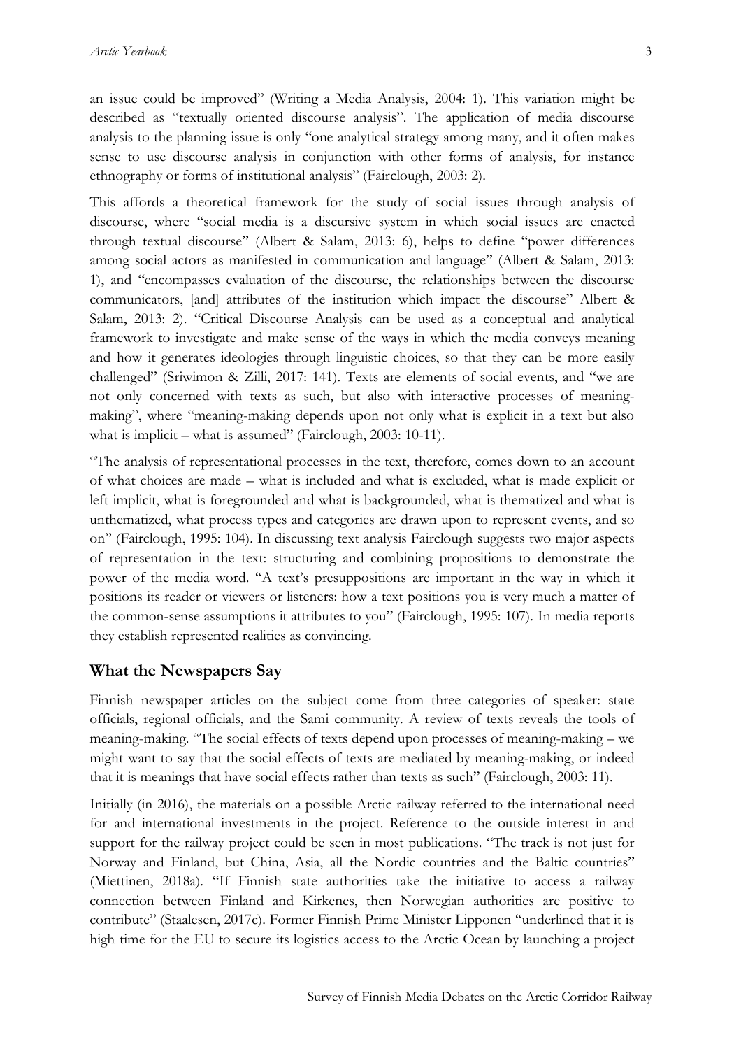an issue could be improved" (Writing a Media Analysis, 2004: 1). This variation might be described as "textually oriented discourse analysis". The application of media discourse analysis to the planning issue is only "one analytical strategy among many, and it often makes sense to use discourse analysis in conjunction with other forms of analysis, for instance ethnography or forms of institutional analysis" (Fairclough, 2003: 2).

This affords a theoretical framework for the study of social issues through analysis of discourse, where "social media is a discursive system in which social issues are enacted through textual discourse" (Albert & Salam, 2013: 6), helps to define "power differences among social actors as manifested in communication and language" (Albert & Salam, 2013: 1), and "encompasses evaluation of the discourse, the relationships between the discourse communicators, [and] attributes of the institution which impact the discourse" Albert & Salam, 2013: 2). "Critical Discourse Analysis can be used as a conceptual and analytical framework to investigate and make sense of the ways in which the media conveys meaning and how it generates ideologies through linguistic choices, so that they can be more easily challenged" (Sriwimon & Zilli, 2017: 141). Texts are elements of social events, and "we are not only concerned with texts as such, but also with interactive processes of meaning-making", where "meaning-making depends upon not only what is explicit in a text but also what is implicit – what is assumed" (Fairclough, 2003: 10-11).

"The analysis of representational processes in the text, therefore, comes down to an account of what choices are made – what is included and what is excluded, what is made explicit or left implicit, what is foregrounded and what is backgrounded, what is thematized and what is unthematized, what process types and categories are drawn upon to represent events, and so on" (Fairclough, 1995: 104). In discussing text analysis Fairclough suggests two major aspects of representation in the text: structuring and combining propositions to demonstrate the power of the media word. "A text's presuppositions are important in the way in which it positions its reader or viewers or listeners: how a text positions you is very much a matter of the common-sense assumptions it attributes to you" (Fairclough, 1995: 107). In media reports they establish represented realities as convincing.

## What the Newspapers Say

Finnish newspaper articles on the subject come from three categories of speaker: state officials, regional officials, and the Sami community. A review of texts reveals the tools of meaning-making. "The social effects of texts depend upon processes of meaning-making – we might want to say that the social effects of texts are mediated by meaning-making, or indeed that it is meanings that have social effects rather than texts as such" (Fairclough, 2003: 11).

Initially (in 2016), the materials on a possible Arctic railway referred to the international need for and international investments in the project. Reference to the outside interest in and support for the railway project could be seen in most publications. "The track is not just for Norway and Finland, but China, Asia, all the Nordic countries and the Baltic countries" (Miettinen, 2018a). "If Finnish state authorities take the initiative to access a railway connection between Finland and Kirkenes, then Norwegian authorities are positive to contribute" (Staalesen, 2017c). Former Finnish Prime Minister Lipponen "underlined that it is high time for the EU to secure its logistics access to the Arctic Ocean by launching a project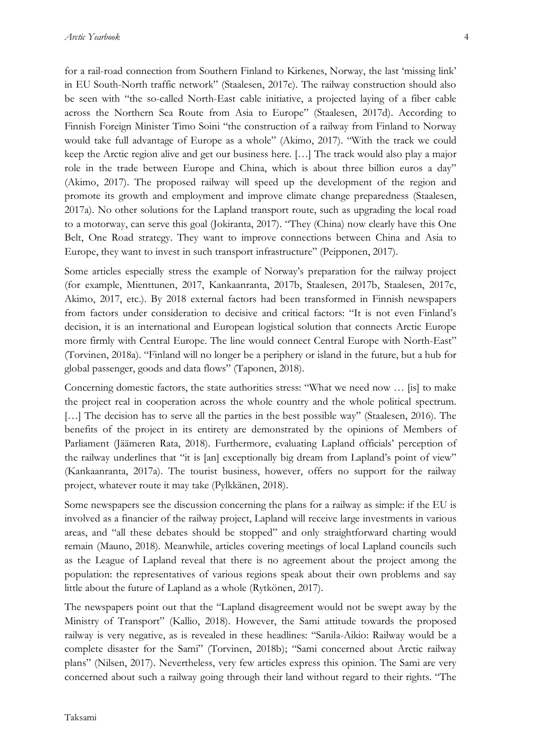for a rail-road connection from Southern Finland to Kirkenes, Norway, the last 'missing link' in EU South-North traffic network" (Staalesen, 2017c). The railway construction should also be seen with "the so-called North-East cable initiative, a projected laying of a fiber cable across the Northern Sea Route from Asia to Europe" (Staalesen, 2017d). According to Finnish Foreign Minister Timo Soini "the construction of a railway from Finland to Norway would take full advantage of Europe as a whole" (Akimo, 2017). "With the track we could keep the Arctic region alive and get our business here. […] The track would also play a major role in the trade between Europe and China, which is about three billion euros a day" (Akimo, 2017). The proposed railway will speed up the development of the region and promote its growth and employment and improve climate change preparedness (Staalesen, 2017a). No other solutions for the Lapland transport route, such as upgrading the local road to a motorway, can serve this goal (Jokiranta, 2017). "They (China) now clearly have this One Belt, One Road strategy. They want to improve connections between China and Asia to Europe, they want to invest in such transport infrastructure" (Peipponen, 2017).

Some articles especially stress the example of Norway's preparation for the railway project (for example, Mienttunen, 2017, Kankaanranta, 2017b, Staalesen, 2017b, Staalesen, 2017c, Akimo, 2017, etc.). By 2018 external factors had been transformed in Finnish newspapers from factors under consideration to decisive and critical factors: "It is not even Finland's decision, it is an international and European logistical solution that connects Arctic Europe more firmly with Central Europe. The line would connect Central Europe with North-East" (Torvinen, 2018a). "Finland will no longer be a periphery or island in the future, but a hub for global passenger, goods and data flows" (Taponen, 2018).

Concerning domestic factors, the state authorities stress: "What we need now … [is] to make the project real in cooperation across the whole country and the whole political spectrum. […] The decision has to serve all the parties in the best possible way" (Staalesen, 2016). The benefits of the project in its entirety are demonstrated by the opinions of Members of Parliament (Jäämeren Rata, 2018). Furthermore, evaluating Lapland officials' perception of the railway underlines that "it is [an] exceptionally big dream from Lapland's point of view" (Kankaanranta, 2017a). The tourist business, however, offers no support for the railway project, whatever route it may take (Pylkkänen, 2018).

Some newspapers see the discussion concerning the plans for a railway as simple: if the EU is involved as a financier of the railway project, Lapland will receive large investments in various areas, and "all these debates should be stopped" and only straightforward charting would remain (Mauno, 2018). Meanwhile, articles covering meetings of local Lapland councils such as the League of Lapland reveal that there is no agreement about the project among the population: the representatives of various regions speak about their own problems and say little about the future of Lapland as a whole (Rytkönen, 2017).

The newspapers point out that the "Lapland disagreement would not be swept away by the Ministry of Transport" (Kallio, 2018). However, the Sami attitude towards the proposed railway is very negative, as is revealed in these headlines: "Sanila-Aikio: Railway would be a complete disaster for the Sami" (Torvinen, 2018b); "Sami concerned about Arctic railway plans" (Nilsen, 2017). Nevertheless, very few articles express this opinion. The Sami are very concerned about such a railway going through their land without regard to their rights. "The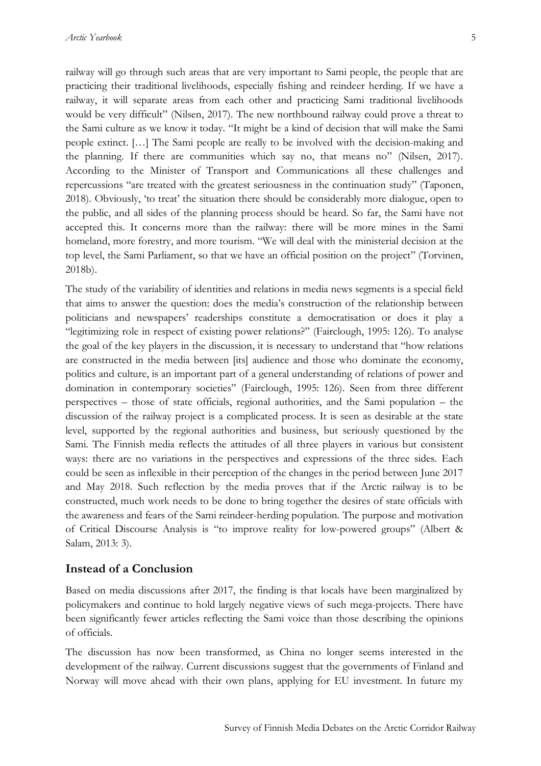railway will go through such areas that are very important to Sami people, the people that are practicing their traditional livelihoods, especially fishing and reindeer herding. If we have a railway, it will separate areas from each other and practicing Sami traditional livelihoods would be very difficult" (Nilsen, 2017). The new northbound railway could prove a threat to the Sami culture as we know it today. "It might be a kind of decision that will make the Sami people extinct. […] The Sami people are really to be involved with the decision-making and the planning. If there are communities which say no, that means no" (Nilsen, 2017). According to the Minister of Transport and Communications all these challenges and repercussions "are treated with the greatest seriousness in the continuation study" (Taponen, 2018). Obviously, 'to treat' the situation there should be considerably more dialogue, open to the public, and all sides of the planning process should be heard. So far, the Sami have not accepted this. It concerns more than the railway: there will be more mines in the Sami homeland, more forestry, and more tourism. "We will deal with the ministerial decision at the top level, the Sami Parliament, so that we have an official position on the project" (Torvinen, 2018b).

The study of the variability of identities and relations in media news segments is a special field that aims to answer the question: does the media's construction of the relationship between politicians and newspapers' readerships constitute a democratisation or does it play a "legitimizing role in respect of existing power relations?" (Fairclough, 1995: 126). To analyse the goal of the key players in the discussion, it is necessary to understand that "how relations are constructed in the media between [its] audience and those who dominate the economy, politics and culture, is an important part of a general understanding of relations of power and domination in contemporary societies" (Fairclough, 1995: 126). Seen from three different perspectives – those of state officials, regional authorities, and the Sami population – the discussion of the railway project is a complicated process. It is seen as desirable at the state level, supported by the regional authorities and business, but seriously questioned by the Sami. The Finnish media reflects the attitudes of all three players in various but consistent ways: there are no variations in the perspectives and expressions of the three sides. Each could be seen as inflexible in their perception of the changes in the period between June 2017 and May 2018. Such reflection by the media proves that if the Arctic railway is to be constructed, much work needs to be done to bring together the desires of state officials with the awareness and fears of the Sami reindeer-herding population. The purpose and motivation of Critical Discourse Analysis is "to improve reality for low-powered groups" (Albert & Salam, 2013: 3).

## Instead of a Conclusion

Based on media discussions after 2017, the finding is that locals have been marginalized by policymakers and continue to hold largely negative views of such mega-projects. There have been significantly fewer articles reflecting the Sami voice than those describing the opinions of officials.

The discussion has now been transformed, as China no longer seems interested in the development of the railway. Current discussions suggest that the governments of Finland and Norway will move ahead with their own plans, applying for EU investment. In future my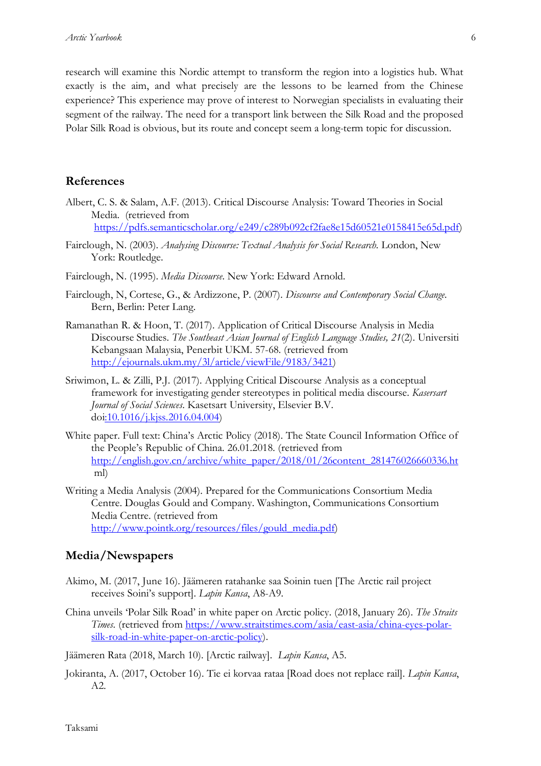research will examine this Nordic attempt to transform the region into a logistics hub. What exactly is the aim, and what precisely are the lessons to be learned from the Chinese experience? This experience may prove of interest to Norwegian specialists in evaluating their segment of the railway. The need for a transport link between the Silk Road and the proposed Polar Silk Road is obvious, but its route and concept seem a long-term topic for discussion.

## References

Albert, C. S. & Salam, A.F. (2013). Critical Discourse Analysis: Toward Theories in Social Media. (retrieved from https://pdfs.semanticscholar.org/e249/c289b092cf2fae8e15d60521e0158415e65d.pdf)

Fairclough, N. (2003). *Analysing Discourse: Textual Analysis for Social Research.* London, New York: Routledge.

Fairclough, N. (1995). *Media Discourse.* New York: Edward Arnold.

Fairclough, N, Cortese, G., & Ardizzone, P. (2007). *Discourse and Contemporary Social Change.* Bern, Berlin: Peter Lang.

Ramanathan R. & Hoon, T. (2017). Application of Critical Discourse Analysis in Media Discourse Studies. *The Southeast Asian Journal of English Language Studies, 21*(2). Universiti Kebangsaan Malaysia, Penerbit UKM. 57-68. (retrieved from http://ejournals.ukm.my/3l/article/viewFile/9183/3421)

Sriwimon, L. & Zilli, P.J. (2017). Applying Critical Discourse Analysis as a conceptual framework for investigating gender stereotypes in political media discourse. *Kasersart Journal of Social Sciences.* Kasetsart University, Elsevier B.V. doi:10.1016/j.kjss.2016.04.004)

White paper. Full text: China's Arctic Policy (2018). The State Council Information Office of the People's Republic of China. 26.01.2018. (retrieved from http://english.gov.cn/archive/white_paper/2018/01/26content_281476026660336.html)

Writing a Media Analysis (2004). Prepared for the Communications Consortium Media Centre. Douglas Gould and Company. Washington, Communications Consortium Media Centre. (retrieved from http://www.pointk.org/resources/files/gould_media.pdf)

## Media/Newspapers

Akimo, M. (2017, June 16). Jäämeren ratahanke saa Soinin tuen [The Arctic rail project receives Soini's support]. *Lapin Kansa*, A8-A9.

China unveils 'Polar Silk Road' in white paper on Arctic policy. (2018, January 26). *The Straits Times.* (retrieved from https://www.straitstimes.com/asia/east-asia/china-eyes-polar-silk-road-in-white-paper-on-arctic-policy).

Jäämeren Rata (2018, March 10). [Arctic railway]. *Lapin Kansa*, A5.

Jokiranta, A. (2017, October 16). Tie ei korvaa rataa [Road does not replace rail]. *Lapin Kansa*, A2.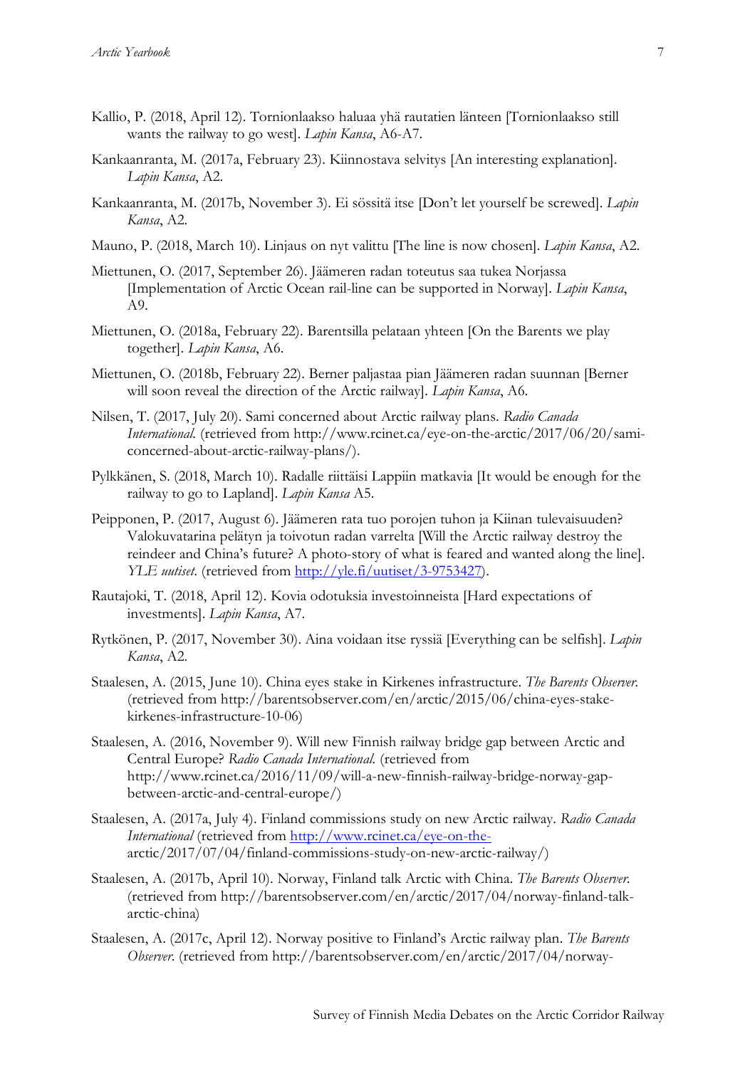Kallio, P. (2018, April 12). Tornionlaakso haluaa yhä rautatien länteen [Tornionlaakso still wants the railway to go west]. *Lapin Kansa*, A6-A7.

Kankaanranta, M. (2017a, February 23). Kiinnostava selvitys [An interesting explanation]. *Lapin Kansa*, A2.

Kankaanranta, M. (2017b, November 3). Ei sössitä itse [Don't let yourself be screwed]. *Lapin Kansa*, A2.

Mauno, P. (2018, March 10). Linjaus on nyt valittu [The line is now chosen]. *Lapin Kansa*, A2.

Miettunen, O. (2017, September 26). Jäämeren radan toteutus saa tukea Norjassa [Implementation of Arctic Ocean rail-line can be supported in Norway]. *Lapin Kansa*, A9.

Miettunen, O. (2018a, February 22). Barentsilla pelataan yhteen [On the Barents we play together]. *Lapin Kansa*, A6.

Miettunen, O. (2018b, February 22). Berner paljastaa pian Jäämeren radan suunnan [Berner will soon reveal the direction of the Arctic railway]. *Lapin Kansa*, A6.

Nilsen, T. (2017, July 20). Sami concerned about Arctic railway plans. *Radio Canada International*. (retrieved from http://www.rcinet.ca/eye-on-the-arctic/2017/06/20/sami-concerned-about-arctic-railway-plans/).

Pylkkänen, S. (2018, March 10). Radalle riittäisi Lappiin matkavia [It would be enough for the railway to go to Lapland]. *Lapin Kansa* A5.

Peipponen, P. (2017, August 6). Jäämeren rata tuo porojen tuhon ja Kiinan tulevaisuuden? Valokuvatarina pelätyn ja toivotun radan varrelta [Will the Arctic railway destroy the reindeer and China's future? A photo-story of what is feared and wanted along the line]. *YLE uutiset*. (retrieved from http://yle.fi/uutiset/3-9753427).

Rautajoki, T. (2018, April 12). Kovia odotuksia investoinneista [Hard expectations of investments]. *Lapin Kansa*, A7.

Rytkönen, P. (2017, November 30). Aina voidaan itse ryssiä [Everything can be selfish]. *Lapin Kansa*, A2.

Staalesen, A. (2015, June 10). China eyes stake in Kirkenes infrastructure. *The Barents Observer*. (retrieved from http://barentsobserver.com/en/arctic/2015/06/china-eyes-stake-kirkenes-infrastructure-10-06)

Staalesen, A. (2016, November 9). Will new Finnish railway bridge gap between Arctic and Central Europe? *Radio Canada International*. (retrieved from http://www.rcinet.ca/2016/11/09/will-a-new-finnish-railway-bridge-norway-gap-between-arctic-and-central-europe/)

Staalesen, A. (2017a, July 4). Finland commissions study on new Arctic railway. *Radio Canada International* (retrieved from http://www.rcinet.ca/eye-on-the-arctic/2017/07/04/finland-commissions-study-on-new-arctic-railway/)

Staalesen, A. (2017b, April 10). Norway, Finland talk Arctic with China. *The Barents Observer*. (retrieved from http://barentsobserver.com/en/arctic/2017/04/norway-finland-talk-arctic-china)

Staalesen, A. (2017c, April 12). Norway positive to Finland's Arctic railway plan. *The Barents Observer*. (retrieved from http://barentsobserver.com/en/arctic/2017/04/norway-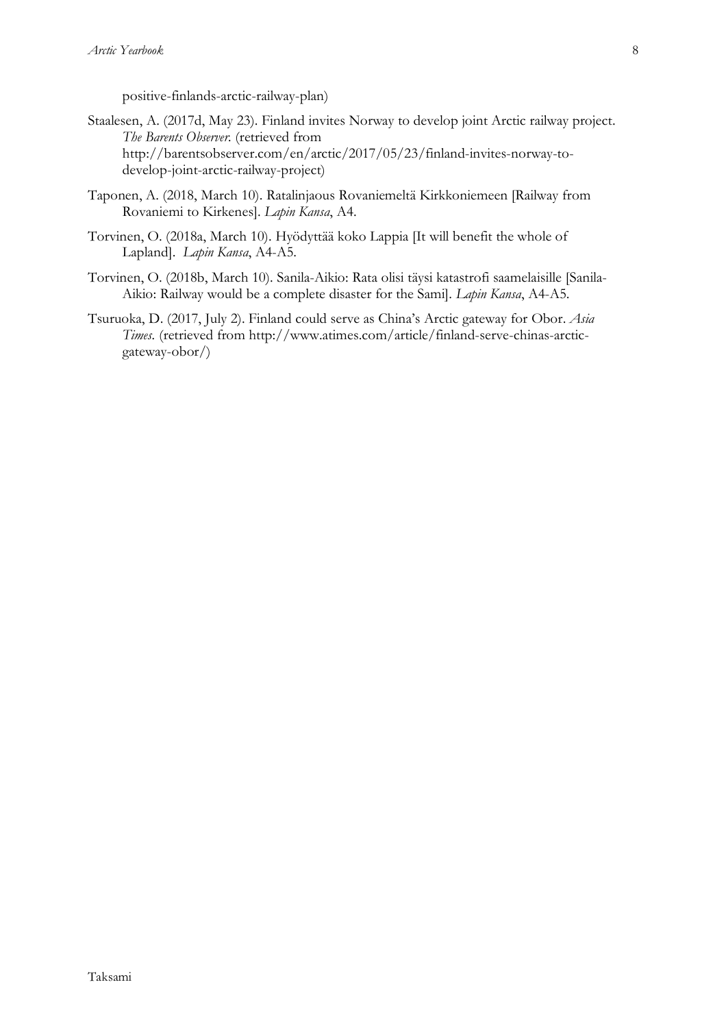positive-finlands-arctic-railway-plan)

Staalesen, A. (2017d, May 23). Finland invites Norway to develop joint Arctic railway project. *The Barents Observer*. (retrieved from http://barentsobserver.com/en/arctic/2017/05/23/finland-invites-norway-to-develop-joint-arctic-railway-project)

Taponen, A. (2018, March 10). Ratalinjaous Rovaniemeltä Kirkkoniemeen [Railway from Rovaniemi to Kirkenes]. *Lapin Kansa*, A4.

Torvinen, O. (2018a, March 10). Hyödyttää koko Lappia [It will benefit the whole of Lapland]. *Lapin Kansa*, A4-A5.

Torvinen, O. (2018b, March 10). Sanila-Aikio: Rata olisi täysi katastrofi saamelaisille [Sanila-Aikio: Railway would be a complete disaster for the Sami]. *Lapin Kansa*, A4-A5.

Tsuruoka, D. (2017, July 2). Finland could serve as China's Arctic gateway for Obor. *Asia Times*. (retrieved from http://www.atimes.com/article/finland-serve-chinas-arctic-gateway-obor/)